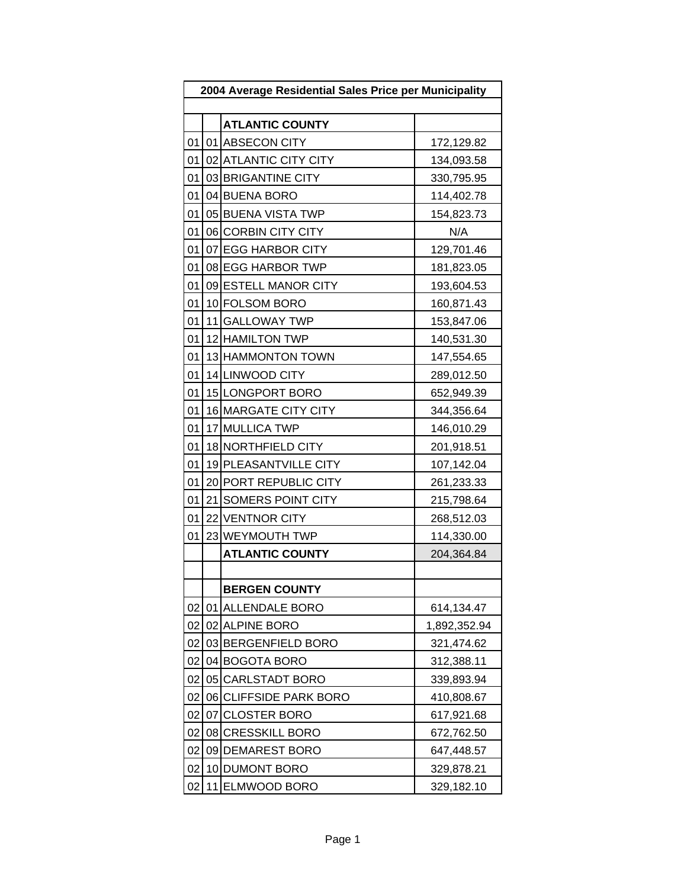| 2004 Average Residential Sales Price per Municipality | | | |
|---|---|---|---|
| | | | |
| | | **ATLANTIC COUNTY** | |
| 01 | 01 | ABSECON CITY | 172,129.82 |
| 01 | 02 | ATLANTIC CITY CITY | 134,093.58 |
| 01 | 03 | BRIGANTINE CITY | 330,795.95 |
| 01 | 04 | BUENA BORO | 114,402.78 |
| 01 | 05 | BUENA VISTA TWP | 154,823.73 |
| 01 | 06 | CORBIN CITY CITY | N/A |
| 01 | 07 | EGG HARBOR CITY | 129,701.46 |
| 01 | 08 | EGG HARBOR TWP | 181,823.05 |
| 01 | 09 | ESTELL MANOR CITY | 193,604.53 |
| 01 | 10 | FOLSOM BORO | 160,871.43 |
| 01 | 11 | GALLOWAY TWP | 153,847.06 |
| 01 | 12 | HAMILTON TWP | 140,531.30 |
| 01 | 13 | HAMMONTON TOWN | 147,554.65 |
| 01 | 14 | LINWOOD CITY | 289,012.50 |
| 01 | 15 | LONGPORT BORO | 652,949.39 |
| 01 | 16 | MARGATE CITY CITY | 344,356.64 |
| 01 | 17 | MULLICA TWP | 146,010.29 |
| 01 | 18 | NORTHFIELD CITY | 201,918.51 |
| 01 | 19 | PLEASANTVILLE CITY | 107,142.04 |
| 01 | 20 | PORT REPUBLIC CITY | 261,233.33 |
| 01 | 21 | SOMERS POINT CITY | 215,798.64 |
| 01 | 22 | VENTNOR CITY | 268,512.03 |
| 01 | 23 | WEYMOUTH TWP | 114,330.00 |
| | | **ATLANTIC COUNTY** | 204,364.84 |
| | | | |
| | | **BERGEN COUNTY** | |
| 02 | 01 | ALLENDALE BORO | 614,134.47 |
| 02 | 02 | ALPINE BORO | 1,892,352.94 |
| 02 | 03 | BERGENFIELD BORO | 321,474.62 |
| 02 | 04 | BOGOTA BORO | 312,388.11 |
| 02 | 05 | CARLSTADT BORO | 339,893.94 |
| 02 | 06 | CLIFFSIDE PARK BORO | 410,808.67 |
| 02 | 07 | CLOSTER BORO | 617,921.68 |
| 02 | 08 | CRESSKILL BORO | 672,762.50 |
| 02 | 09 | DEMAREST BORO | 647,448.57 |
| 02 | 10 | DUMONT BORO | 329,878.21 |
| 02 | 11 | ELMWOOD BORO | 329,182.10 |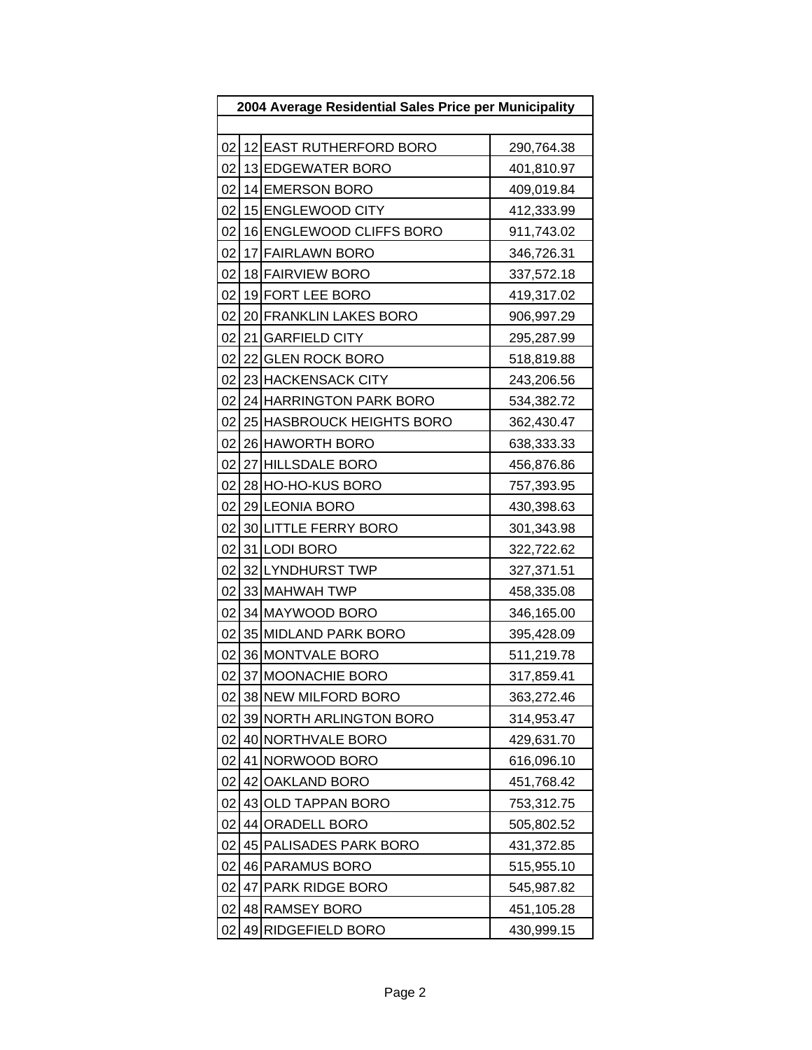| 2004 Average Residential Sales Price per Municipality | | | |
|---|---|---|---|
| 02 | 12 | EAST RUTHERFORD BORO | 290,764.38 |
| 02 | 13 | EDGEWATER BORO | 401,810.97 |
| 02 | 14 | EMERSON BORO | 409,019.84 |
| 02 | 15 | ENGLEWOOD CITY | 412,333.99 |
| 02 | 16 | ENGLEWOOD CLIFFS BORO | 911,743.02 |
| 02 | 17 | FAIRLAWN BORO | 346,726.31 |
| 02 | 18 | FAIRVIEW BORO | 337,572.18 |
| 02 | 19 | FORT LEE BORO | 419,317.02 |
| 02 | 20 | FRANKLIN LAKES BORO | 906,997.29 |
| 02 | 21 | GARFIELD CITY | 295,287.99 |
| 02 | 22 | GLEN ROCK BORO | 518,819.88 |
| 02 | 23 | HACKENSACK CITY | 243,206.56 |
| 02 | 24 | HARRINGTON PARK BORO | 534,382.72 |
| 02 | 25 | HASBROUCK HEIGHTS BORO | 362,430.47 |
| 02 | 26 | HAWORTH BORO | 638,333.33 |
| 02 | 27 | HILLSDALE BORO | 456,876.86 |
| 02 | 28 | HO-HO-KUS BORO | 757,393.95 |
| 02 | 29 | LEONIA BORO | 430,398.63 |
| 02 | 30 | LITTLE FERRY BORO | 301,343.98 |
| 02 | 31 | LODI BORO | 322,722.62 |
| 02 | 32 | LYNDHURST TWP | 327,371.51 |
| 02 | 33 | MAHWAH TWP | 458,335.08 |
| 02 | 34 | MAYWOOD BORO | 346,165.00 |
| 02 | 35 | MIDLAND PARK BORO | 395,428.09 |
| 02 | 36 | MONTVALE BORO | 511,219.78 |
| 02 | 37 | MOONACHIE BORO | 317,859.41 |
| 02 | 38 | NEW MILFORD BORO | 363,272.46 |
| 02 | 39 | NORTH ARLINGTON BORO | 314,953.47 |
| 02 | 40 | NORTHVALE BORO | 429,631.70 |
| 02 | 41 | NORWOOD BORO | 616,096.10 |
| 02 | 42 | OAKLAND BORO | 451,768.42 |
| 02 | 43 | OLD TAPPAN BORO | 753,312.75 |
| 02 | 44 | ORADELL BORO | 505,802.52 |
| 02 | 45 | PALISADES PARK BORO | 431,372.85 |
| 02 | 46 | PARAMUS BORO | 515,955.10 |
| 02 | 47 | PARK RIDGE BORO | 545,987.82 |
| 02 | 48 | RAMSEY BORO | 451,105.28 |
| 02 | 49 | RIDGEFIELD BORO | 430,999.15 |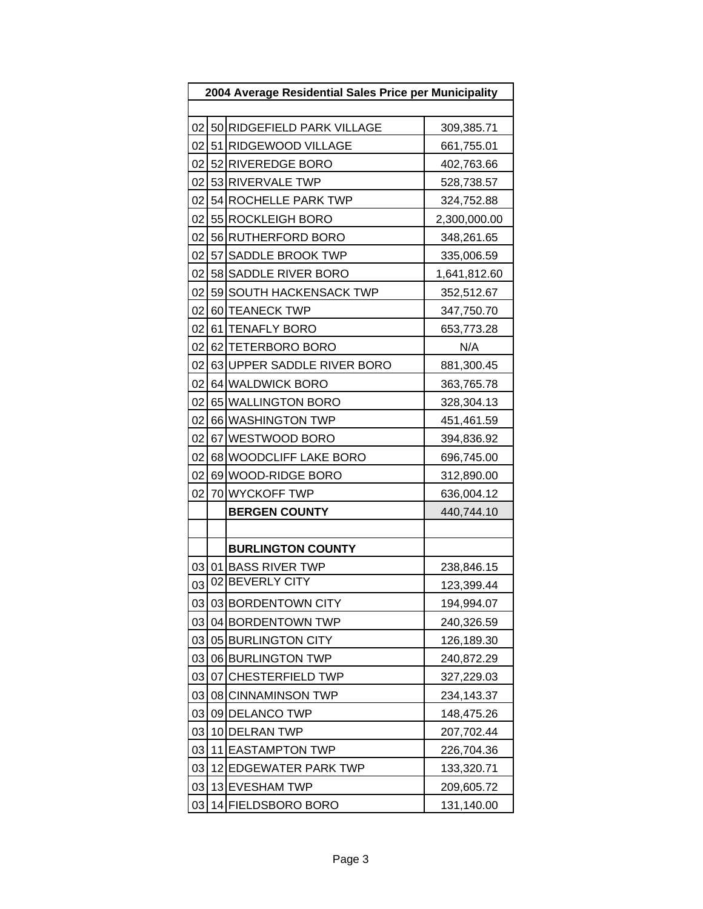| 2004 Average Residential Sales Price per Municipality | | | |
|---|---|---|---|
| | | | |
| 02 | 50 | RIDGEFIELD PARK VILLAGE | 309,385.71 |
| 02 | 51 | RIDGEWOOD VILLAGE | 661,755.01 |
| 02 | 52 | RIVEREDGE BORO | 402,763.66 |
| 02 | 53 | RIVERVALE TWP | 528,738.57 |
| 02 | 54 | ROCHELLE PARK TWP | 324,752.88 |
| 02 | 55 | ROCKLEIGH BORO | 2,300,000.00 |
| 02 | 56 | RUTHERFORD BORO | 348,261.65 |
| 02 | 57 | SADDLE BROOK TWP | 335,006.59 |
| 02 | 58 | SADDLE RIVER BORO | 1,641,812.60 |
| 02 | 59 | SOUTH HACKENSACK TWP | 352,512.67 |
| 02 | 60 | TEANECK TWP | 347,750.70 |
| 02 | 61 | TENAFLY BORO | 653,773.28 |
| 02 | 62 | TETERBORO BORO | N/A |
| 02 | 63 | UPPER SADDLE RIVER BORO | 881,300.45 |
| 02 | 64 | WALDWICK BORO | 363,765.78 |
| 02 | 65 | WALLINGTON BORO | 328,304.13 |
| 02 | 66 | WASHINGTON TWP | 451,461.59 |
| 02 | 67 | WESTWOOD BORO | 394,836.92 |
| 02 | 68 | WOODCLIFF LAKE BORO | 696,745.00 |
| 02 | 69 | WOOD-RIDGE BORO | 312,890.00 |
| 02 | 70 | WYCKOFF TWP | 636,004.12 |
| | | **BERGEN COUNTY** | 440,744.10 |
| | | | |
| | | **BURLINGTON COUNTY** | |
| 03 | 01 | BASS RIVER TWP | 238,846.15 |
| 03 | 02 | BEVERLY CITY | 123,399.44 |
| 03 | 03 | BORDENTOWN CITY | 194,994.07 |
| 03 | 04 | BORDENTOWN TWP | 240,326.59 |
| 03 | 05 | BURLINGTON CITY | 126,189.30 |
| 03 | 06 | BURLINGTON TWP | 240,872.29 |
| 03 | 07 | CHESTERFIELD TWP | 327,229.03 |
| 03 | 08 | CINNAMINSON TWP | 234,143.37 |
| 03 | 09 | DELANCO TWP | 148,475.26 |
| 03 | 10 | DELRAN TWP | 207,702.44 |
| 03 | 11 | EASTAMPTON TWP | 226,704.36 |
| 03 | 12 | EDGEWATER PARK TWP | 133,320.71 |
| 03 | 13 | EVESHAM TWP | 209,605.72 |
| 03 | 14 | FIELDSBORO BORO | 131,140.00 |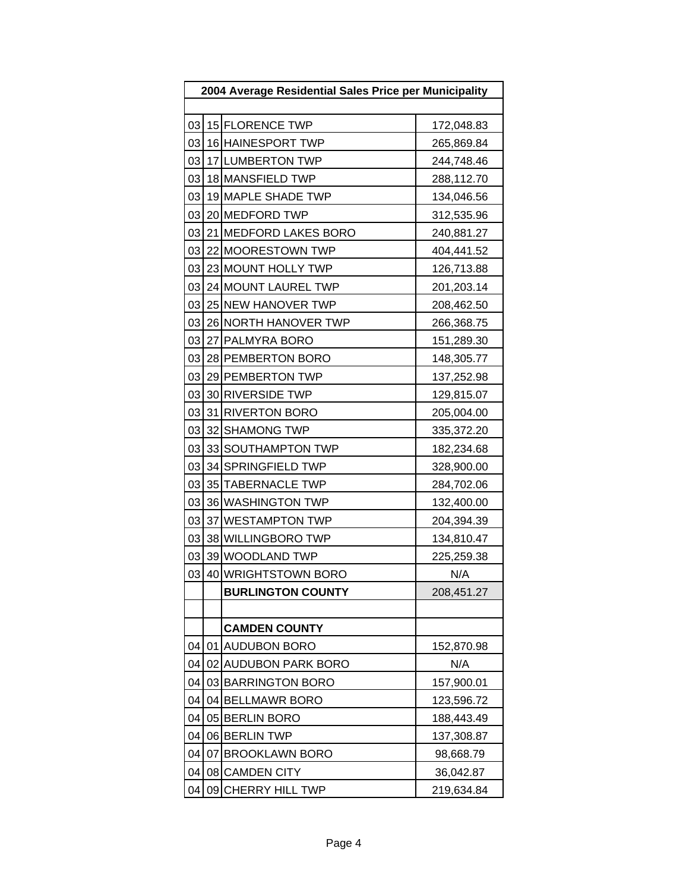| 2004 Average Residential Sales Price per Municipality | | | |
|---|---|---|---|
| | | | |
| 03 | 15 | FLORENCE TWP | 172,048.83 |
| 03 | 16 | HAINESPORT TWP | 265,869.84 |
| 03 | 17 | LUMBERTON TWP | 244,748.46 |
| 03 | 18 | MANSFIELD TWP | 288,112.70 |
| 03 | 19 | MAPLE SHADE TWP | 134,046.56 |
| 03 | 20 | MEDFORD TWP | 312,535.96 |
| 03 | 21 | MEDFORD LAKES BORO | 240,881.27 |
| 03 | 22 | MOORESTOWN TWP | 404,441.52 |
| 03 | 23 | MOUNT HOLLY TWP | 126,713.88 |
| 03 | 24 | MOUNT LAUREL TWP | 201,203.14 |
| 03 | 25 | NEW HANOVER TWP | 208,462.50 |
| 03 | 26 | NORTH HANOVER TWP | 266,368.75 |
| 03 | 27 | PALMYRA BORO | 151,289.30 |
| 03 | 28 | PEMBERTON BORO | 148,305.77 |
| 03 | 29 | PEMBERTON TWP | 137,252.98 |
| 03 | 30 | RIVERSIDE TWP | 129,815.07 |
| 03 | 31 | RIVERTON BORO | 205,004.00 |
| 03 | 32 | SHAMONG TWP | 335,372.20 |
| 03 | 33 | SOUTHAMPTON TWP | 182,234.68 |
| 03 | 34 | SPRINGFIELD TWP | 328,900.00 |
| 03 | 35 | TABERNACLE TWP | 284,702.06 |
| 03 | 36 | WASHINGTON TWP | 132,400.00 |
| 03 | 37 | WESTAMPTON TWP | 204,394.39 |
| 03 | 38 | WILLINGBORO TWP | 134,810.47 |
| 03 | 39 | WOODLAND TWP | 225,259.38 |
| 03 | 40 | WRIGHTSTOWN BORO | N/A |
| | | **BURLINGTON COUNTY** | 208,451.27 |
| | | | |
| | | **CAMDEN COUNTY** | |
| 04 | 01 | AUDUBON BORO | 152,870.98 |
| 04 | 02 | AUDUBON PARK BORO | N/A |
| 04 | 03 | BARRINGTON BORO | 157,900.01 |
| 04 | 04 | BELLMAWR BORO | 123,596.72 |
| 04 | 05 | BERLIN BORO | 188,443.49 |
| 04 | 06 | BERLIN TWP | 137,308.87 |
| 04 | 07 | BROOKLAWN BORO | 98,668.79 |
| 04 | 08 | CAMDEN CITY | 36,042.87 |
| 04 | 09 | CHERRY HILL TWP | 219,634.84 |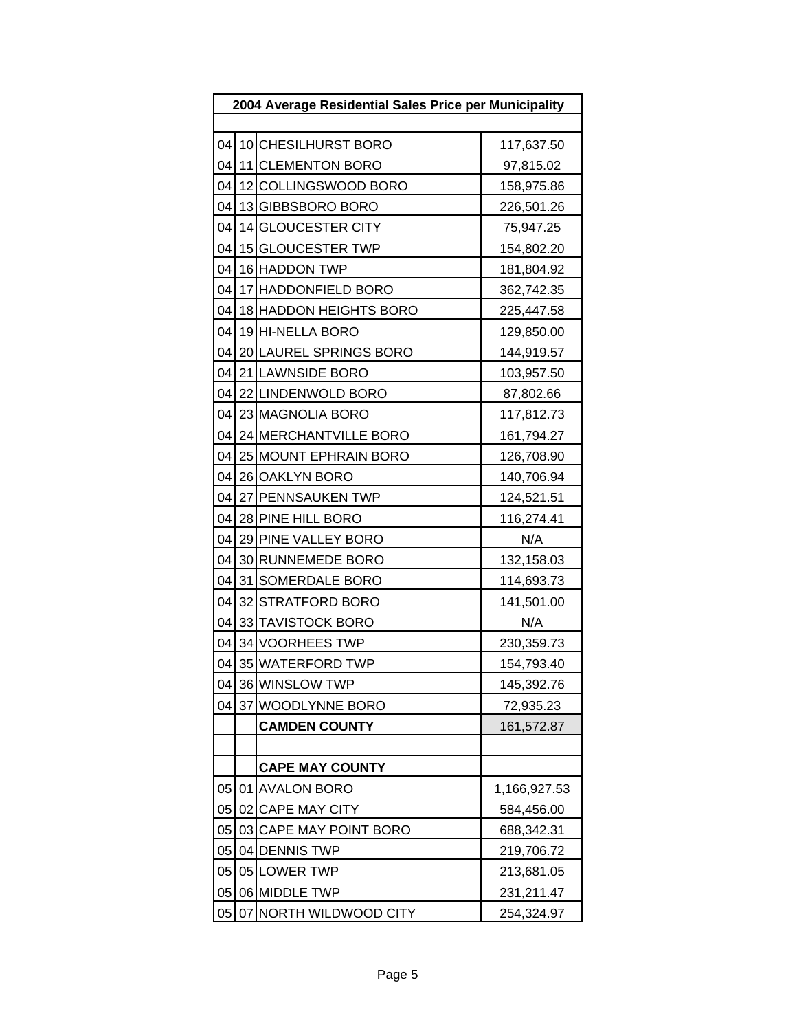| 2004 Average Residential Sales Price per Municipality | | | |
|---|---|---|---|
| | | | |
| 04 | 10 | CHESILHURST BORO | 117,637.50 |
| 04 | 11 | CLEMENTON BORO | 97,815.02 |
| 04 | 12 | COLLINGSWOOD BORO | 158,975.86 |
| 04 | 13 | GIBBSBORO BORO | 226,501.26 |
| 04 | 14 | GLOUCESTER CITY | 75,947.25 |
| 04 | 15 | GLOUCESTER TWP | 154,802.20 |
| 04 | 16 | HADDON TWP | 181,804.92 |
| 04 | 17 | HADDONFIELD BORO | 362,742.35 |
| 04 | 18 | HADDON HEIGHTS BORO | 225,447.58 |
| 04 | 19 | HI-NELLA BORO | 129,850.00 |
| 04 | 20 | LAUREL SPRINGS BORO | 144,919.57 |
| 04 | 21 | LAWNSIDE BORO | 103,957.50 |
| 04 | 22 | LINDENWOLD BORO | 87,802.66 |
| 04 | 23 | MAGNOLIA BORO | 117,812.73 |
| 04 | 24 | MERCHANTVILLE BORO | 161,794.27 |
| 04 | 25 | MOUNT EPHRAIN BORO | 126,708.90 |
| 04 | 26 | OAKLYN BORO | 140,706.94 |
| 04 | 27 | PENNSAUKEN TWP | 124,521.51 |
| 04 | 28 | PINE HILL BORO | 116,274.41 |
| 04 | 29 | PINE VALLEY BORO | N/A |
| 04 | 30 | RUNNEMEDE BORO | 132,158.03 |
| 04 | 31 | SOMERDALE BORO | 114,693.73 |
| 04 | 32 | STRATFORD BORO | 141,501.00 |
| 04 | 33 | TAVISTOCK BORO | N/A |
| 04 | 34 | VOORHEES TWP | 230,359.73 |
| 04 | 35 | WATERFORD TWP | 154,793.40 |
| 04 | 36 | WINSLOW TWP | 145,392.76 |
| 04 | 37 | WOODLYNNE BORO | 72,935.23 |
| | | **CAMDEN COUNTY** | 161,572.87 |
| | | | |
| | | **CAPE MAY COUNTY** | |
| 05 | 01 | AVALON BORO | 1,166,927.53 |
| 05 | 02 | CAPE MAY CITY | 584,456.00 |
| 05 | 03 | CAPE MAY POINT BORO | 688,342.31 |
| 05 | 04 | DENNIS TWP | 219,706.72 |
| 05 | 05 | LOWER TWP | 213,681.05 |
| 05 | 06 | MIDDLE TWP | 231,211.47 |
| 05 | 07 | NORTH WILDWOOD CITY | 254,324.97 |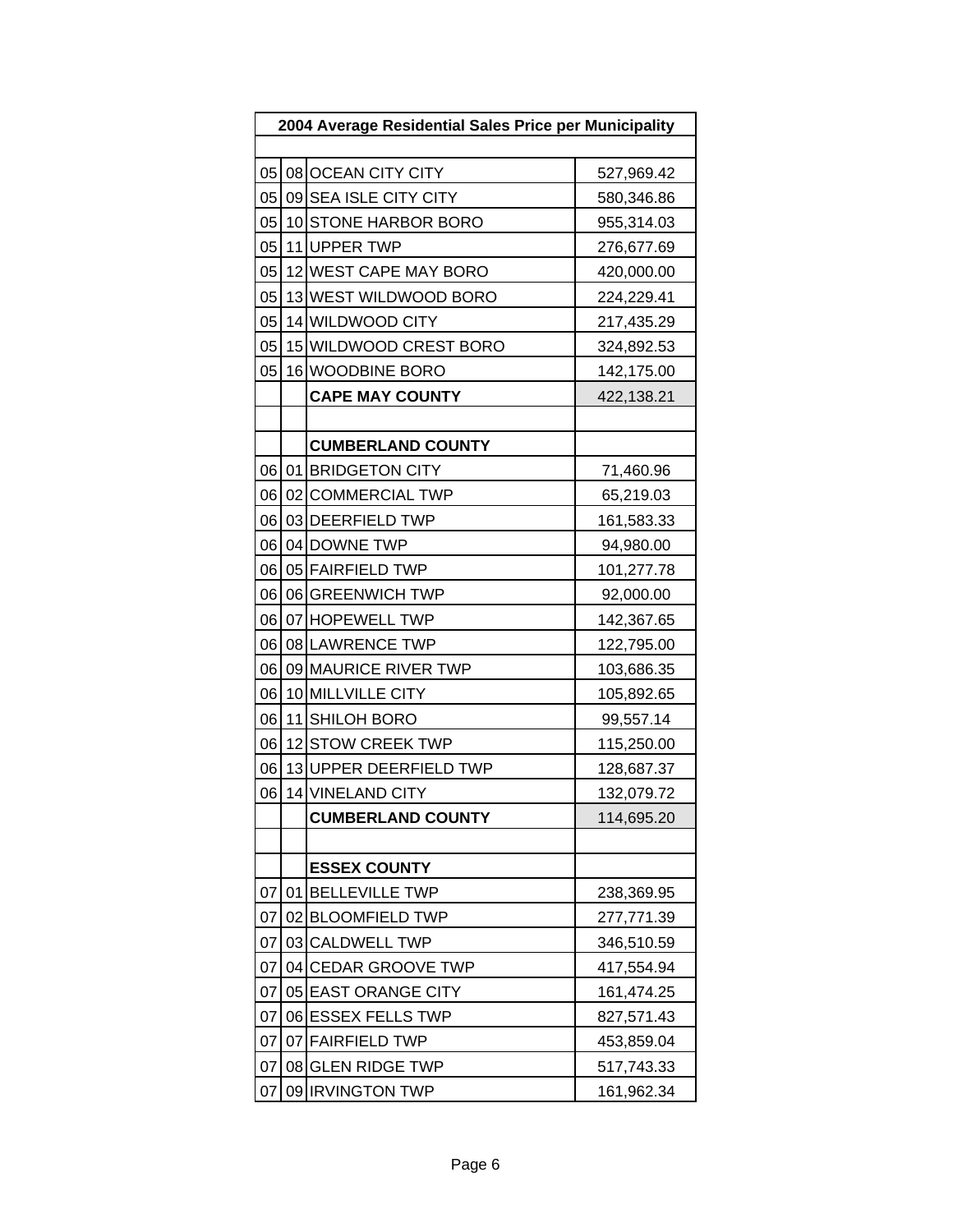| 2004 Average Residential Sales Price per Municipality | | | |
|---|---|---|---|
| | | | |
| 05 | 08 | OCEAN CITY CITY | 527,969.42 |
| 05 | 09 | SEA ISLE CITY CITY | 580,346.86 |
| 05 | 10 | STONE HARBOR BORO | 955,314.03 |
| 05 | 11 | UPPER TWP | 276,677.69 |
| 05 | 12 | WEST CAPE MAY BORO | 420,000.00 |
| 05 | 13 | WEST WILDWOOD BORO | 224,229.41 |
| 05 | 14 | WILDWOOD CITY | 217,435.29 |
| 05 | 15 | WILDWOOD CREST BORO | 324,892.53 |
| 05 | 16 | WOODBINE BORO | 142,175.00 |
| | | **CAPE MAY COUNTY** | 422,138.21 |
| | | | |
| | | **CUMBERLAND COUNTY** | |
| 06 | 01 | BRIDGETON CITY | 71,460.96 |
| 06 | 02 | COMMERCIAL TWP | 65,219.03 |
| 06 | 03 | DEERFIELD TWP | 161,583.33 |
| 06 | 04 | DOWNE TWP | 94,980.00 |
| 06 | 05 | FAIRFIELD TWP | 101,277.78 |
| 06 | 06 | GREENWICH TWP | 92,000.00 |
| 06 | 07 | HOPEWELL TWP | 142,367.65 |
| 06 | 08 | LAWRENCE TWP | 122,795.00 |
| 06 | 09 | MAURICE RIVER TWP | 103,686.35 |
| 06 | 10 | MILLVILLE CITY | 105,892.65 |
| 06 | 11 | SHILOH BORO | 99,557.14 |
| 06 | 12 | STOW CREEK TWP | 115,250.00 |
| 06 | 13 | UPPER DEERFIELD TWP | 128,687.37 |
| 06 | 14 | VINELAND CITY | 132,079.72 |
| | | **CUMBERLAND COUNTY** | 114,695.20 |
| | | | |
| | | **ESSEX COUNTY** | |
| 07 | 01 | BELLEVILLE TWP | 238,369.95 |
| 07 | 02 | BLOOMFIELD TWP | 277,771.39 |
| 07 | 03 | CALDWELL TWP | 346,510.59 |
| 07 | 04 | CEDAR GROOVE TWP | 417,554.94 |
| 07 | 05 | EAST ORANGE CITY | 161,474.25 |
| 07 | 06 | ESSEX FELLS TWP | 827,571.43 |
| 07 | 07 | FAIRFIELD TWP | 453,859.04 |
| 07 | 08 | GLEN RIDGE TWP | 517,743.33 |
| 07 | 09 | IRVINGTON TWP | 161,962.34 |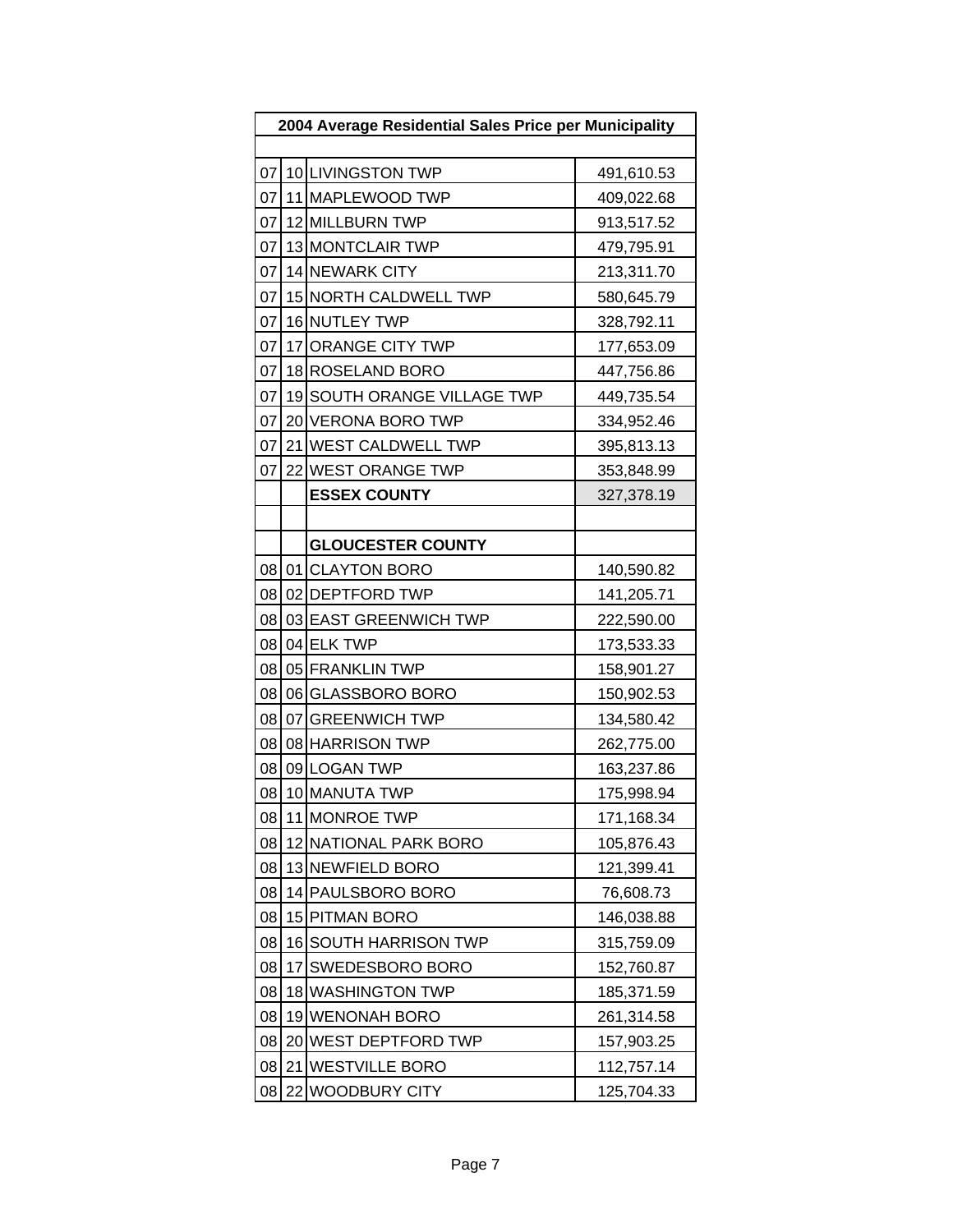| 2004 Average Residential Sales Price per Municipality | | | |
|---|---|---|---|
| | | | |
| 07 | 10 | LIVINGSTON TWP | 491,610.53 |
| 07 | 11 | MAPLEWOOD TWP | 409,022.68 |
| 07 | 12 | MILLBURN TWP | 913,517.52 |
| 07 | 13 | MONTCLAIR TWP | 479,795.91 |
| 07 | 14 | NEWARK CITY | 213,311.70 |
| 07 | 15 | NORTH CALDWELL TWP | 580,645.79 |
| 07 | 16 | NUTLEY TWP | 328,792.11 |
| 07 | 17 | ORANGE CITY TWP | 177,653.09 |
| 07 | 18 | ROSELAND BORO | 447,756.86 |
| 07 | 19 | SOUTH ORANGE VILLAGE TWP | 449,735.54 |
| 07 | 20 | VERONA BORO TWP | 334,952.46 |
| 07 | 21 | WEST CALDWELL TWP | 395,813.13 |
| 07 | 22 | WEST ORANGE TWP | 353,848.99 |
| | | **ESSEX COUNTY** | 327,378.19 |
| | | | |
| | | **GLOUCESTER COUNTY** | |
| 08 | 01 | CLAYTON BORO | 140,590.82 |
| 08 | 02 | DEPTFORD TWP | 141,205.71 |
| 08 | 03 | EAST GREENWICH TWP | 222,590.00 |
| 08 | 04 | ELK TWP | 173,533.33 |
| 08 | 05 | FRANKLIN TWP | 158,901.27 |
| 08 | 06 | GLASSBORO BORO | 150,902.53 |
| 08 | 07 | GREENWICH TWP | 134,580.42 |
| 08 | 08 | HARRISON TWP | 262,775.00 |
| 08 | 09 | LOGAN TWP | 163,237.86 |
| 08 | 10 | MANUTA TWP | 175,998.94 |
| 08 | 11 | MONROE TWP | 171,168.34 |
| 08 | 12 | NATIONAL PARK BORO | 105,876.43 |
| 08 | 13 | NEWFIELD BORO | 121,399.41 |
| 08 | 14 | PAULSBORO BORO | 76,608.73 |
| 08 | 15 | PITMAN BORO | 146,038.88 |
| 08 | 16 | SOUTH HARRISON TWP | 315,759.09 |
| 08 | 17 | SWEDESBORO BORO | 152,760.87 |
| 08 | 18 | WASHINGTON TWP | 185,371.59 |
| 08 | 19 | WENONAH BORO | 261,314.58 |
| 08 | 20 | WEST DEPTFORD TWP | 157,903.25 |
| 08 | 21 | WESTVILLE BORO | 112,757.14 |
| 08 | 22 | WOODBURY CITY | 125,704.33 |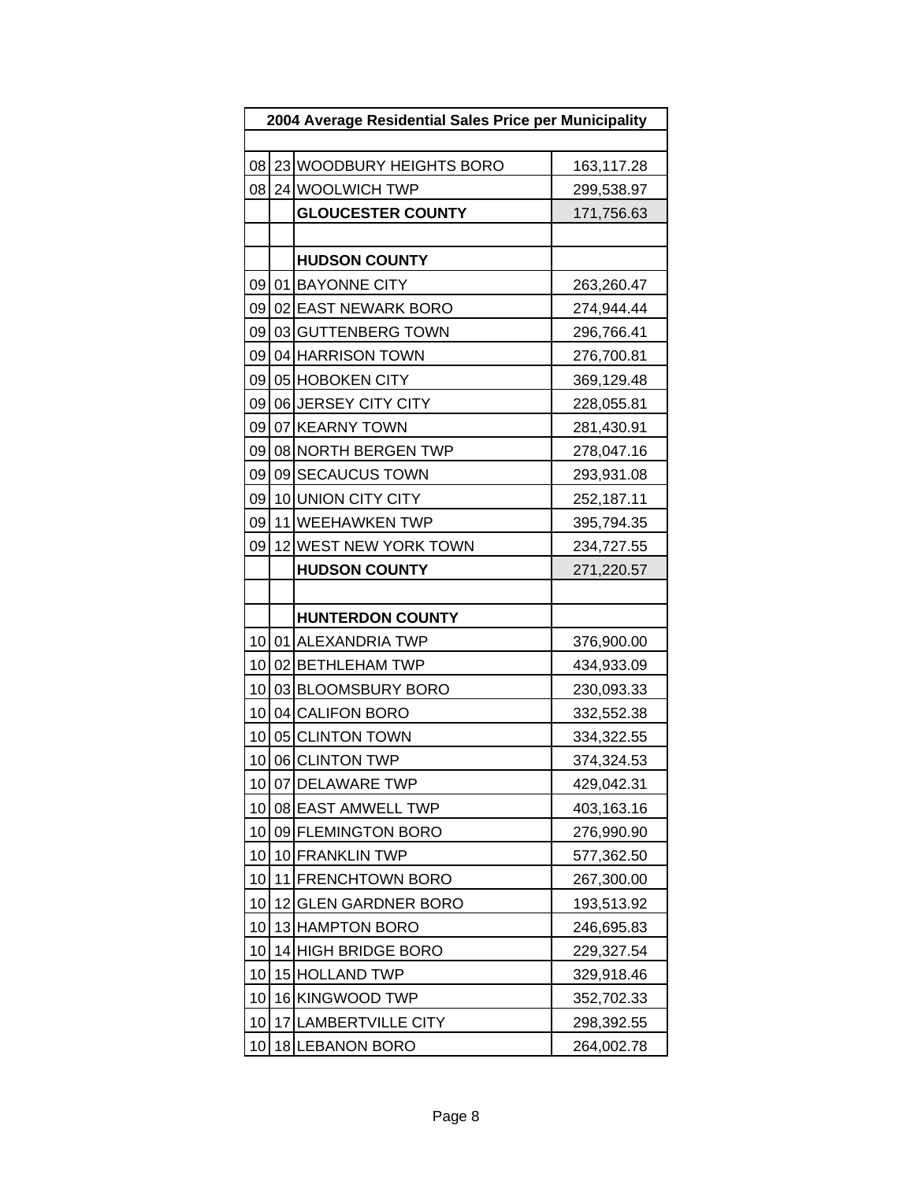| 2004 Average Residential Sales Price per Municipality | | | |
|---|---|---|---|
| | | | |
| 08 | 23 | WOODBURY HEIGHTS BORO | 163,117.28 |
| 08 | 24 | WOOLWICH TWP | 299,538.97 |
| | | **GLOUCESTER COUNTY** | 171,756.63 |
| | | | |
| | | **HUDSON COUNTY** | |
| 09 | 01 | BAYONNE CITY | 263,260.47 |
| 09 | 02 | EAST NEWARK BORO | 274,944.44 |
| 09 | 03 | GUTTENBERG TOWN | 296,766.41 |
| 09 | 04 | HARRISON TOWN | 276,700.81 |
| 09 | 05 | HOBOKEN CITY | 369,129.48 |
| 09 | 06 | JERSEY CITY CITY | 228,055.81 |
| 09 | 07 | KEARNY TOWN | 281,430.91 |
| 09 | 08 | NORTH BERGEN TWP | 278,047.16 |
| 09 | 09 | SECAUCUS TOWN | 293,931.08 |
| 09 | 10 | UNION CITY CITY | 252,187.11 |
| 09 | 11 | WEEHAWKEN TWP | 395,794.35 |
| 09 | 12 | WEST NEW YORK TOWN | 234,727.55 |
| | | **HUDSON COUNTY** | 271,220.57 |
| | | | |
| | | **HUNTERDON COUNTY** | |
| 10 | 01 | ALEXANDRIA TWP | 376,900.00 |
| 10 | 02 | BETHLEHAM TWP | 434,933.09 |
| 10 | 03 | BLOOMSBURY BORO | 230,093.33 |
| 10 | 04 | CALIFON BORO | 332,552.38 |
| 10 | 05 | CLINTON TOWN | 334,322.55 |
| 10 | 06 | CLINTON TWP | 374,324.53 |
| 10 | 07 | DELAWARE TWP | 429,042.31 |
| 10 | 08 | EAST AMWELL TWP | 403,163.16 |
| 10 | 09 | FLEMINGTON BORO | 276,990.90 |
| 10 | 10 | FRANKLIN TWP | 577,362.50 |
| 10 | 11 | FRENCHTOWN BORO | 267,300.00 |
| 10 | 12 | GLEN GARDNER BORO | 193,513.92 |
| 10 | 13 | HAMPTON BORO | 246,695.83 |
| 10 | 14 | HIGH BRIDGE BORO | 229,327.54 |
| 10 | 15 | HOLLAND TWP | 329,918.46 |
| 10 | 16 | KINGWOOD TWP | 352,702.33 |
| 10 | 17 | LAMBERTVILLE CITY | 298,392.55 |
| 10 | 18 | LEBANON BORO | 264,002.78 |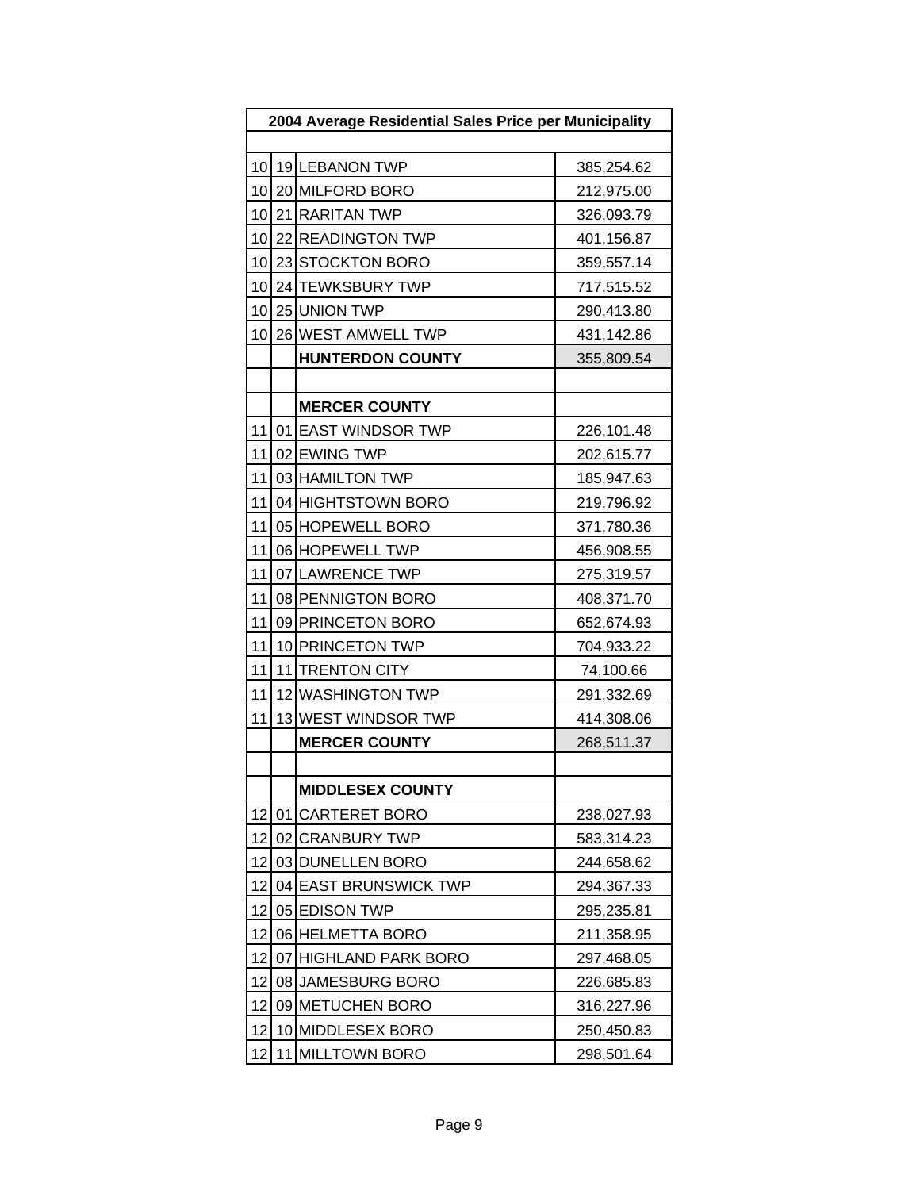| 2004 Average Residential Sales Price per Municipality | | | |
|---|---|---|---|
| | | | |
| 10 | 19 | LEBANON TWP | 385,254.62 |
| 10 | 20 | MILFORD BORO | 212,975.00 |
| 10 | 21 | RARITAN TWP | 326,093.79 |
| 10 | 22 | READINGTON TWP | 401,156.87 |
| 10 | 23 | STOCKTON BORO | 359,557.14 |
| 10 | 24 | TEWKSBURY TWP | 717,515.52 |
| 10 | 25 | UNION TWP | 290,413.80 |
| 10 | 26 | WEST AMWELL TWP | 431,142.86 |
| | | **HUNTERDON COUNTY** | 355,809.54 |
| | | | |
| | | **MERCER COUNTY** | |
| 11 | 01 | EAST WINDSOR TWP | 226,101.48 |
| 11 | 02 | EWING TWP | 202,615.77 |
| 11 | 03 | HAMILTON TWP | 185,947.63 |
| 11 | 04 | HIGHTSTOWN BORO | 219,796.92 |
| 11 | 05 | HOPEWELL BORO | 371,780.36 |
| 11 | 06 | HOPEWELL TWP | 456,908.55 |
| 11 | 07 | LAWRENCE TWP | 275,319.57 |
| 11 | 08 | PENNIGTON BORO | 408,371.70 |
| 11 | 09 | PRINCETON BORO | 652,674.93 |
| 11 | 10 | PRINCETON TWP | 704,933.22 |
| 11 | 11 | TRENTON CITY | 74,100.66 |
| 11 | 12 | WASHINGTON TWP | 291,332.69 |
| 11 | 13 | WEST WINDSOR TWP | 414,308.06 |
| | | **MERCER COUNTY** | 268,511.37 |
| | | | |
| | | **MIDDLESEX COUNTY** | |
| 12 | 01 | CARTERET BORO | 238,027.93 |
| 12 | 02 | CRANBURY TWP | 583,314.23 |
| 12 | 03 | DUNELLEN BORO | 244,658.62 |
| 12 | 04 | EAST BRUNSWICK TWP | 294,367.33 |
| 12 | 05 | EDISON TWP | 295,235.81 |
| 12 | 06 | HELMETTA BORO | 211,358.95 |
| 12 | 07 | HIGHLAND PARK BORO | 297,468.05 |
| 12 | 08 | JAMESBURG BORO | 226,685.83 |
| 12 | 09 | METUCHEN BORO | 316,227.96 |
| 12 | 10 | MIDDLESEX BORO | 250,450.83 |
| 12 | 11 | MILLTOWN BORO | 298,501.64 |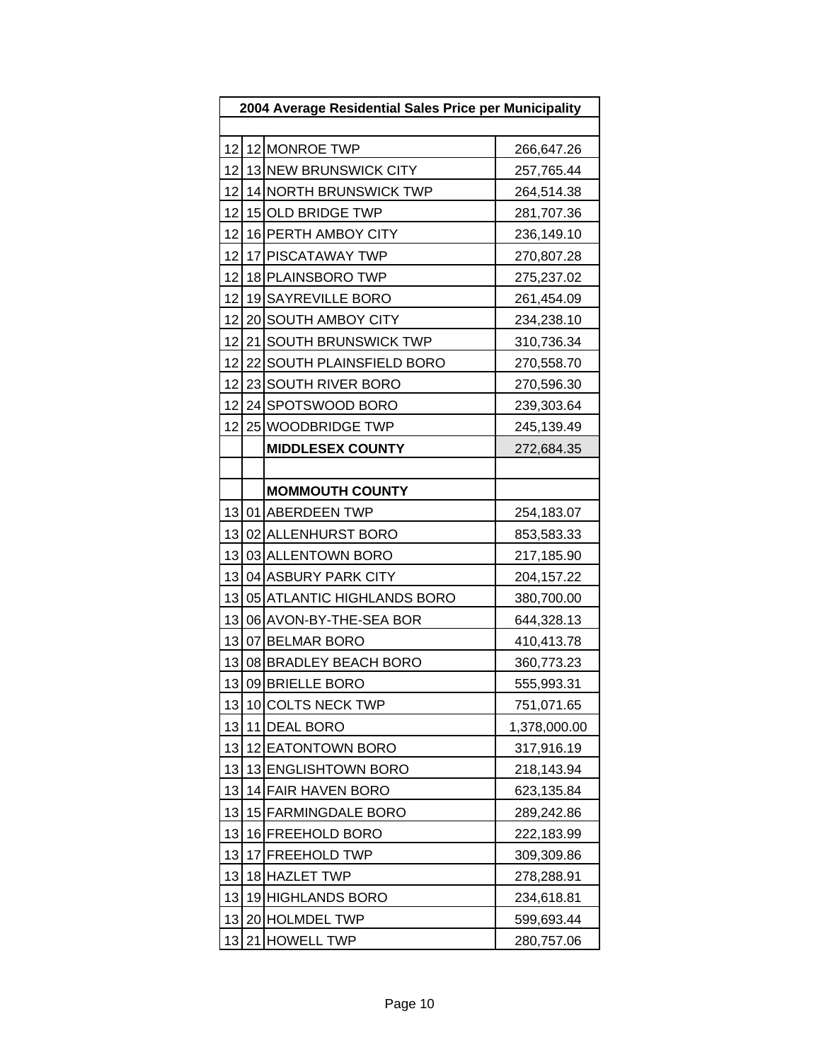| 2004 Average Residential Sales Price per Municipality | | | |
|---|---|---|---|
| | | | |
| 12 | 12 | MONROE TWP | 266,647.26 |
| 12 | 13 | NEW BRUNSWICK CITY | 257,765.44 |
| 12 | 14 | NORTH BRUNSWICK TWP | 264,514.38 |
| 12 | 15 | OLD BRIDGE TWP | 281,707.36 |
| 12 | 16 | PERTH AMBOY CITY | 236,149.10 |
| 12 | 17 | PISCATAWAY TWP | 270,807.28 |
| 12 | 18 | PLAINSBORO TWP | 275,237.02 |
| 12 | 19 | SAYREVILLE BORO | 261,454.09 |
| 12 | 20 | SOUTH AMBOY CITY | 234,238.10 |
| 12 | 21 | SOUTH BRUNSWICK TWP | 310,736.34 |
| 12 | 22 | SOUTH PLAINSFIELD BORO | 270,558.70 |
| 12 | 23 | SOUTH RIVER BORO | 270,596.30 |
| 12 | 24 | SPOTSWOOD BORO | 239,303.64 |
| 12 | 25 | WOODBRIDGE TWP | 245,139.49 |
| | | **MIDDLESEX COUNTY** | 272,684.35 |
| | | | |
| | | **MOMMOUTH COUNTY** | |
| 13 | 01 | ABERDEEN TWP | 254,183.07 |
| 13 | 02 | ALLENHURST BORO | 853,583.33 |
| 13 | 03 | ALLENTOWN BORO | 217,185.90 |
| 13 | 04 | ASBURY PARK CITY | 204,157.22 |
| 13 | 05 | ATLANTIC HIGHLANDS BORO | 380,700.00 |
| 13 | 06 | AVON-BY-THE-SEA BOR | 644,328.13 |
| 13 | 07 | BELMAR BORO | 410,413.78 |
| 13 | 08 | BRADLEY BEACH BORO | 360,773.23 |
| 13 | 09 | BRIELLE BORO | 555,993.31 |
| 13 | 10 | COLTS NECK TWP | 751,071.65 |
| 13 | 11 | DEAL BORO | 1,378,000.00 |
| 13 | 12 | EATONTOWN BORO | 317,916.19 |
| 13 | 13 | ENGLISHTOWN BORO | 218,143.94 |
| 13 | 14 | FAIR HAVEN BORO | 623,135.84 |
| 13 | 15 | FARMINGDALE BORO | 289,242.86 |
| 13 | 16 | FREEHOLD BORO | 222,183.99 |
| 13 | 17 | FREEHOLD TWP | 309,309.86 |
| 13 | 18 | HAZLET TWP | 278,288.91 |
| 13 | 19 | HIGHLANDS BORO | 234,618.81 |
| 13 | 20 | HOLMDEL TWP | 599,693.44 |
| 13 | 21 | HOWELL TWP | 280,757.06 |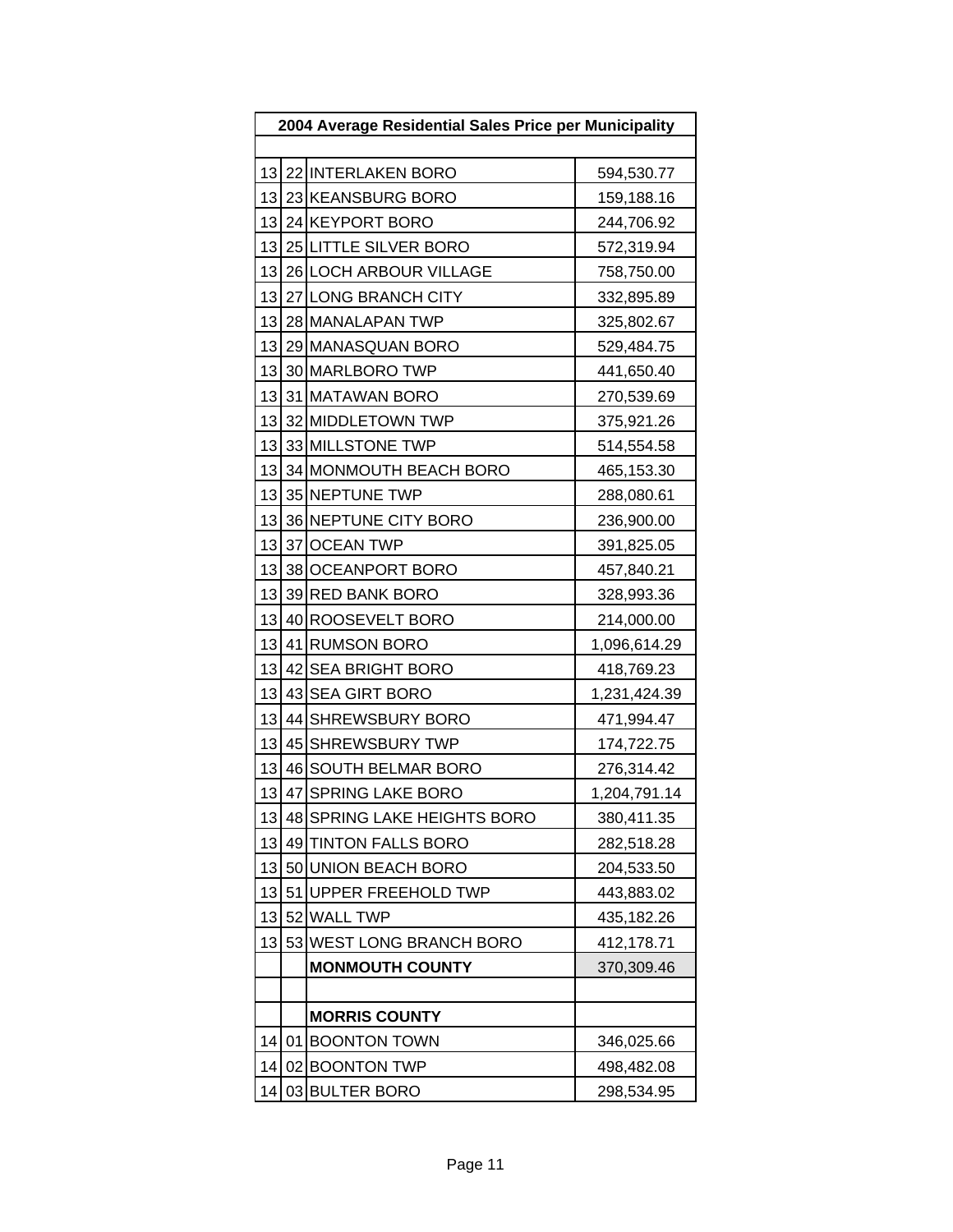| 2004 Average Residential Sales Price per Municipality | | | |
|---|---|---|---|
| | | | |
| 13 | 22 | INTERLAKEN BORO | 594,530.77 |
| 13 | 23 | KEANSBURG BORO | 159,188.16 |
| 13 | 24 | KEYPORT BORO | 244,706.92 |
| 13 | 25 | LITTLE SILVER BORO | 572,319.94 |
| 13 | 26 | LOCH ARBOUR VILLAGE | 758,750.00 |
| 13 | 27 | LONG BRANCH CITY | 332,895.89 |
| 13 | 28 | MANALAPAN TWP | 325,802.67 |
| 13 | 29 | MANASQUAN BORO | 529,484.75 |
| 13 | 30 | MARLBORO TWP | 441,650.40 |
| 13 | 31 | MATAWAN BORO | 270,539.69 |
| 13 | 32 | MIDDLETOWN TWP | 375,921.26 |
| 13 | 33 | MILLSTONE TWP | 514,554.58 |
| 13 | 34 | MONMOUTH BEACH BORO | 465,153.30 |
| 13 | 35 | NEPTUNE TWP | 288,080.61 |
| 13 | 36 | NEPTUNE CITY BORO | 236,900.00 |
| 13 | 37 | OCEAN TWP | 391,825.05 |
| 13 | 38 | OCEANPORT BORO | 457,840.21 |
| 13 | 39 | RED BANK BORO | 328,993.36 |
| 13 | 40 | ROOSEVELT BORO | 214,000.00 |
| 13 | 41 | RUMSON BORO | 1,096,614.29 |
| 13 | 42 | SEA BRIGHT BORO | 418,769.23 |
| 13 | 43 | SEA GIRT BORO | 1,231,424.39 |
| 13 | 44 | SHREWSBURY BORO | 471,994.47 |
| 13 | 45 | SHREWSBURY TWP | 174,722.75 |
| 13 | 46 | SOUTH BELMAR BORO | 276,314.42 |
| 13 | 47 | SPRING LAKE BORO | 1,204,791.14 |
| 13 | 48 | SPRING LAKE HEIGHTS BORO | 380,411.35 |
| 13 | 49 | TINTON FALLS BORO | 282,518.28 |
| 13 | 50 | UNION BEACH BORO | 204,533.50 |
| 13 | 51 | UPPER FREEHOLD TWP | 443,883.02 |
| 13 | 52 | WALL TWP | 435,182.26 |
| 13 | 53 | WEST LONG BRANCH BORO | 412,178.71 |
| | | **MONMOUTH COUNTY** | 370,309.46 |
| | | | |
| | | **MORRIS COUNTY** | |
| 14 | 01 | BOONTON TOWN | 346,025.66 |
| 14 | 02 | BOONTON TWP | 498,482.08 |
| 14 | 03 | BULTER BORO | 298,534.95 |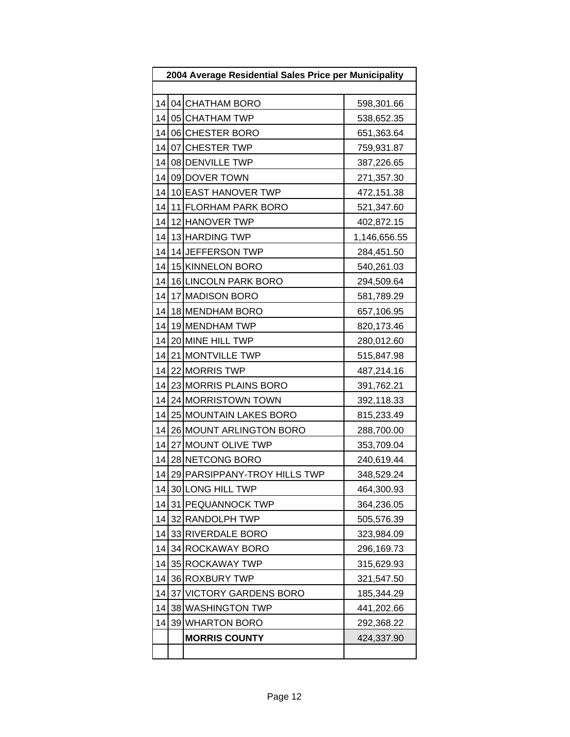| 2004 Average Residential Sales Price per Municipality | | | |
|---|---|---|---|
| | | | |
| 14 | 04 | CHATHAM BORO | 598,301.66 |
| 14 | 05 | CHATHAM TWP | 538,652.35 |
| 14 | 06 | CHESTER BORO | 651,363.64 |
| 14 | 07 | CHESTER TWP | 759,931.87 |
| 14 | 08 | DENVILLE TWP | 387,226.65 |
| 14 | 09 | DOVER TOWN | 271,357.30 |
| 14 | 10 | EAST HANOVER TWP | 472,151.38 |
| 14 | 11 | FLORHAM PARK BORO | 521,347.60 |
| 14 | 12 | HANOVER TWP | 402,872.15 |
| 14 | 13 | HARDING TWP | 1,146,656.55 |
| 14 | 14 | JEFFERSON TWP | 284,451.50 |
| 14 | 15 | KINNELON BORO | 540,261.03 |
| 14 | 16 | LINCOLN PARK BORO | 294,509.64 |
| 14 | 17 | MADISON BORO | 581,789.29 |
| 14 | 18 | MENDHAM BORO | 657,106.95 |
| 14 | 19 | MENDHAM TWP | 820,173.46 |
| 14 | 20 | MINE HILL TWP | 280,012.60 |
| 14 | 21 | MONTVILLE TWP | 515,847.98 |
| 14 | 22 | MORRIS TWP | 487,214.16 |
| 14 | 23 | MORRIS PLAINS BORO | 391,762.21 |
| 14 | 24 | MORRISTOWN TOWN | 392,118.33 |
| 14 | 25 | MOUNTAIN LAKES BORO | 815,233.49 |
| 14 | 26 | MOUNT ARLINGTON BORO | 288,700.00 |
| 14 | 27 | MOUNT OLIVE TWP | 353,709.04 |
| 14 | 28 | NETCONG BORO | 240,619.44 |
| 14 | 29 | PARSIPPANY-TROY HILLS TWP | 348,529.24 |
| 14 | 30 | LONG HILL TWP | 464,300.93 |
| 14 | 31 | PEQUANNOCK TWP | 364,236.05 |
| 14 | 32 | RANDOLPH TWP | 505,576.39 |
| 14 | 33 | RIVERDALE BORO | 323,984.09 |
| 14 | 34 | ROCKAWAY BORO | 296,169.73 |
| 14 | 35 | ROCKAWAY TWP | 315,629.93 |
| 14 | 36 | ROXBURY TWP | 321,547.50 |
| 14 | 37 | VICTORY GARDENS BORO | 185,344.29 |
| 14 | 38 | WASHINGTON TWP | 441,202.66 |
| 14 | 39 | WHARTON BORO | 292,368.22 |
| | | **MORRIS COUNTY** | 424,337.90 |
| | | | |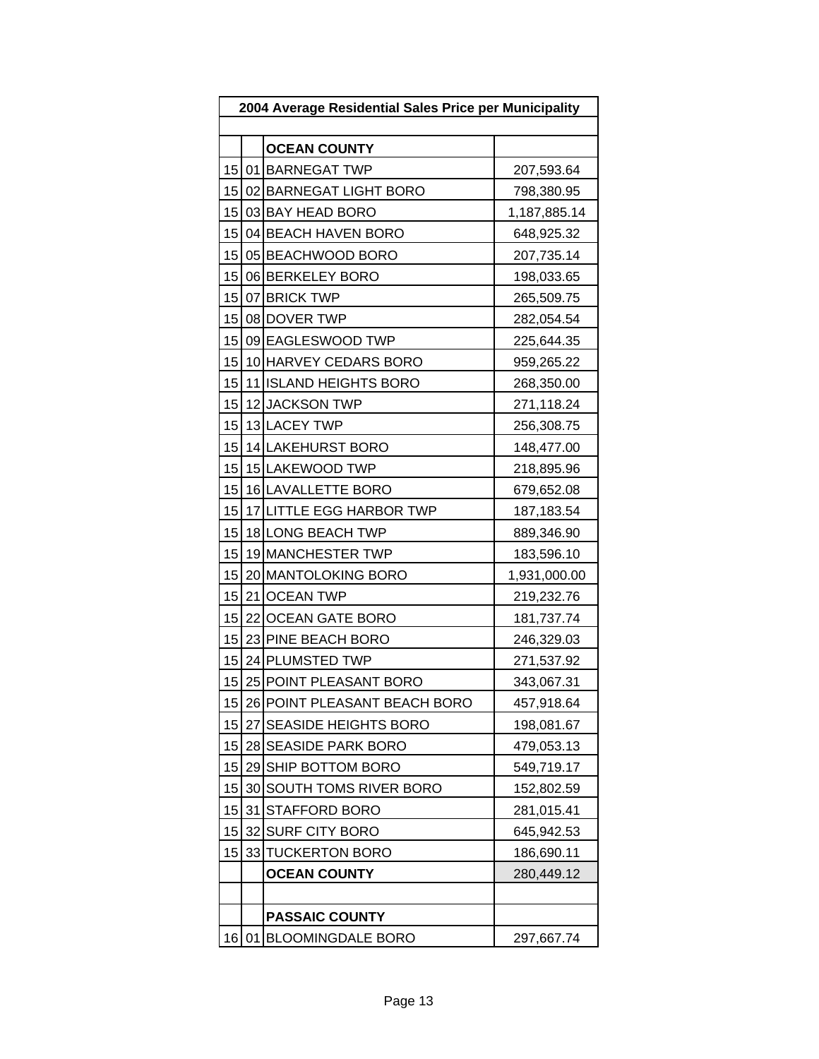| 2004 Average Residential Sales Price per Municipality | | | |
|---|---|---|---|
| | | | |
| | | **OCEAN COUNTY** | |
| 15 | 01 | BARNEGAT TWP | 207,593.64 |
| 15 | 02 | BARNEGAT LIGHT BORO | 798,380.95 |
| 15 | 03 | BAY HEAD BORO | 1,187,885.14 |
| 15 | 04 | BEACH HAVEN BORO | 648,925.32 |
| 15 | 05 | BEACHWOOD BORO | 207,735.14 |
| 15 | 06 | BERKELEY BORO | 198,033.65 |
| 15 | 07 | BRICK TWP | 265,509.75 |
| 15 | 08 | DOVER TWP | 282,054.54 |
| 15 | 09 | EAGLESWOOD TWP | 225,644.35 |
| 15 | 10 | HARVEY CEDARS BORO | 959,265.22 |
| 15 | 11 | ISLAND HEIGHTS BORO | 268,350.00 |
| 15 | 12 | JACKSON TWP | 271,118.24 |
| 15 | 13 | LACEY TWP | 256,308.75 |
| 15 | 14 | LAKEHURST BORO | 148,477.00 |
| 15 | 15 | LAKEWOOD TWP | 218,895.96 |
| 15 | 16 | LAVALLETTE BORO | 679,652.08 |
| 15 | 17 | LITTLE EGG HARBOR TWP | 187,183.54 |
| 15 | 18 | LONG BEACH TWP | 889,346.90 |
| 15 | 19 | MANCHESTER TWP | 183,596.10 |
| 15 | 20 | MANTOLOKING BORO | 1,931,000.00 |
| 15 | 21 | OCEAN TWP | 219,232.76 |
| 15 | 22 | OCEAN GATE BORO | 181,737.74 |
| 15 | 23 | PINE BEACH BORO | 246,329.03 |
| 15 | 24 | PLUMSTED TWP | 271,537.92 |
| 15 | 25 | POINT PLEASANT BORO | 343,067.31 |
| 15 | 26 | POINT PLEASANT BEACH BORO | 457,918.64 |
| 15 | 27 | SEASIDE HEIGHTS BORO | 198,081.67 |
| 15 | 28 | SEASIDE PARK BORO | 479,053.13 |
| 15 | 29 | SHIP BOTTOM BORO | 549,719.17 |
| 15 | 30 | SOUTH TOMS RIVER BORO | 152,802.59 |
| 15 | 31 | STAFFORD BORO | 281,015.41 |
| 15 | 32 | SURF CITY BORO | 645,942.53 |
| 15 | 33 | TUCKERTON BORO | 186,690.11 |
| | | **OCEAN COUNTY** | 280,449.12 |
| | | | |
| | | **PASSAIC COUNTY** | |
| 16 | 01 | BLOOMINGDALE BORO | 297,667.74 |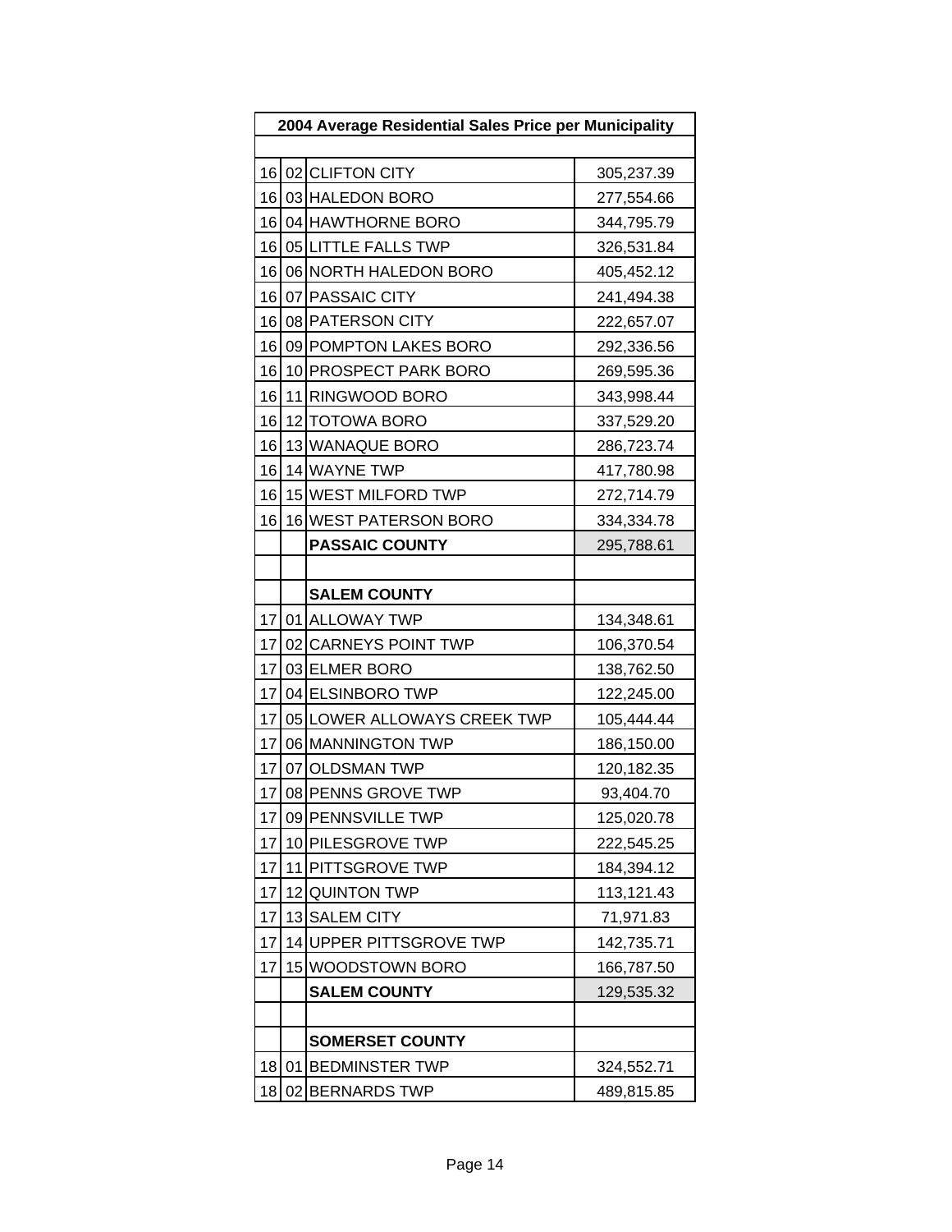| 2004 Average Residential Sales Price per Municipality | | | |
|---|---|---|---|
| 16 | 02 | CLIFTON CITY | 305,237.39 |
| 16 | 03 | HALEDON BORO | 277,554.66 |
| 16 | 04 | HAWTHORNE BORO | 344,795.79 |
| 16 | 05 | LITTLE FALLS TWP | 326,531.84 |
| 16 | 06 | NORTH HALEDON BORO | 405,452.12 |
| 16 | 07 | PASSAIC CITY | 241,494.38 |
| 16 | 08 | PATERSON CITY | 222,657.07 |
| 16 | 09 | POMPTON LAKES BORO | 292,336.56 |
| 16 | 10 | PROSPECT PARK BORO | 269,595.36 |
| 16 | 11 | RINGWOOD BORO | 343,998.44 |
| 16 | 12 | TOTOWA BORO | 337,529.20 |
| 16 | 13 | WANAQUE BORO | 286,723.74 |
| 16 | 14 | WAYNE TWP | 417,780.98 |
| 16 | 15 | WEST MILFORD TWP | 272,714.79 |
| 16 | 16 | WEST PATERSON BORO | 334,334.78 |
| | | **PASSAIC COUNTY** | 295,788.61 |
| | | | |
| | | **SALEM COUNTY** | |
| 17 | 01 | ALLOWAY TWP | 134,348.61 |
| 17 | 02 | CARNEYS POINT TWP | 106,370.54 |
| 17 | 03 | ELMER BORO | 138,762.50 |
| 17 | 04 | ELSINBORO TWP | 122,245.00 |
| 17 | 05 | LOWER ALLOWAYS CREEK TWP | 105,444.44 |
| 17 | 06 | MANNINGTON TWP | 186,150.00 |
| 17 | 07 | OLDSMAN TWP | 120,182.35 |
| 17 | 08 | PENNS GROVE TWP | 93,404.70 |
| 17 | 09 | PENNSVILLE TWP | 125,020.78 |
| 17 | 10 | PILESGROVE TWP | 222,545.25 |
| 17 | 11 | PITTSGROVE TWP | 184,394.12 |
| 17 | 12 | QUINTON TWP | 113,121.43 |
| 17 | 13 | SALEM CITY | 71,971.83 |
| 17 | 14 | UPPER PITTSGROVE TWP | 142,735.71 |
| 17 | 15 | WOODSTOWN BORO | 166,787.50 |
| | | **SALEM COUNTY** | 129,535.32 |
| | | | |
| | | **SOMERSET COUNTY** | |
| 18 | 01 | BEDMINSTER TWP | 324,552.71 |
| 18 | 02 | BERNARDS TWP | 489,815.85 |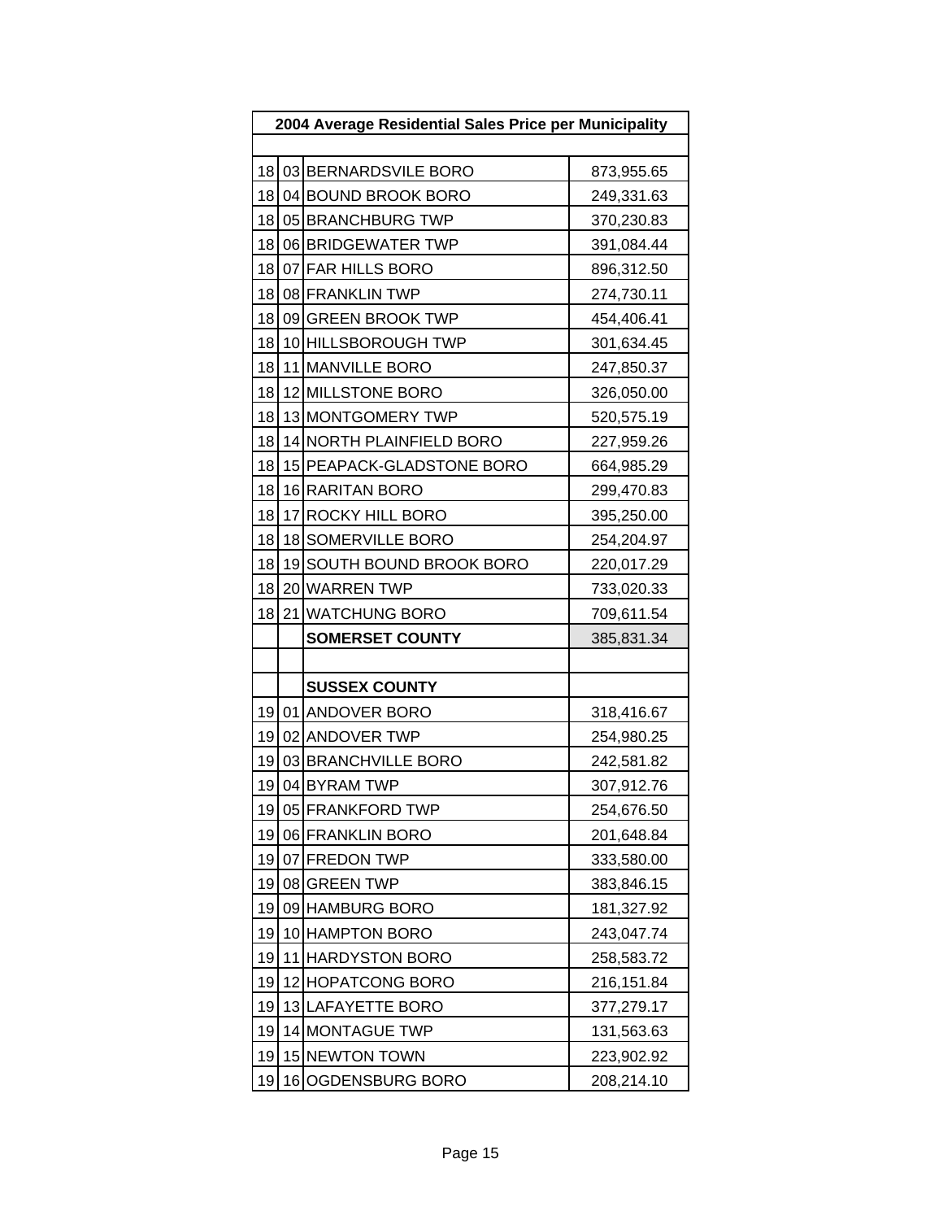| 2004 Average Residential Sales Price per Municipality | | | |
|---|---|---|---|
| | | | |
| 18 | 03 | BERNARDSVILE BORO | 873,955.65 |
| 18 | 04 | BOUND BROOK BORO | 249,331.63 |
| 18 | 05 | BRANCHBURG TWP | 370,230.83 |
| 18 | 06 | BRIDGEWATER TWP | 391,084.44 |
| 18 | 07 | FAR HILLS BORO | 896,312.50 |
| 18 | 08 | FRANKLIN TWP | 274,730.11 |
| 18 | 09 | GREEN BROOK TWP | 454,406.41 |
| 18 | 10 | HILLSBOROUGH TWP | 301,634.45 |
| 18 | 11 | MANVILLE BORO | 247,850.37 |
| 18 | 12 | MILLSTONE BORO | 326,050.00 |
| 18 | 13 | MONTGOMERY TWP | 520,575.19 |
| 18 | 14 | NORTH PLAINFIELD BORO | 227,959.26 |
| 18 | 15 | PEAPACK-GLADSTONE BORO | 664,985.29 |
| 18 | 16 | RARITAN BORO | 299,470.83 |
| 18 | 17 | ROCKY HILL BORO | 395,250.00 |
| 18 | 18 | SOMERVILLE BORO | 254,204.97 |
| 18 | 19 | SOUTH BOUND BROOK BORO | 220,017.29 |
| 18 | 20 | WARREN TWP | 733,020.33 |
| 18 | 21 | WATCHUNG BORO | 709,611.54 |
| | | **SOMERSET COUNTY** | 385,831.34 |
| | | | |
| | | **SUSSEX COUNTY** | |
| 19 | 01 | ANDOVER BORO | 318,416.67 |
| 19 | 02 | ANDOVER TWP | 254,980.25 |
| 19 | 03 | BRANCHVILLE BORO | 242,581.82 |
| 19 | 04 | BYRAM TWP | 307,912.76 |
| 19 | 05 | FRANKFORD TWP | 254,676.50 |
| 19 | 06 | FRANKLIN BORO | 201,648.84 |
| 19 | 07 | FREDON TWP | 333,580.00 |
| 19 | 08 | GREEN TWP | 383,846.15 |
| 19 | 09 | HAMBURG BORO | 181,327.92 |
| 19 | 10 | HAMPTON BORO | 243,047.74 |
| 19 | 11 | HARDYSTON BORO | 258,583.72 |
| 19 | 12 | HOPATCONG BORO | 216,151.84 |
| 19 | 13 | LAFAYETTE BORO | 377,279.17 |
| 19 | 14 | MONTAGUE TWP | 131,563.63 |
| 19 | 15 | NEWTON TOWN | 223,902.92 |
| 19 | 16 | OGDENSBURG BORO | 208,214.10 |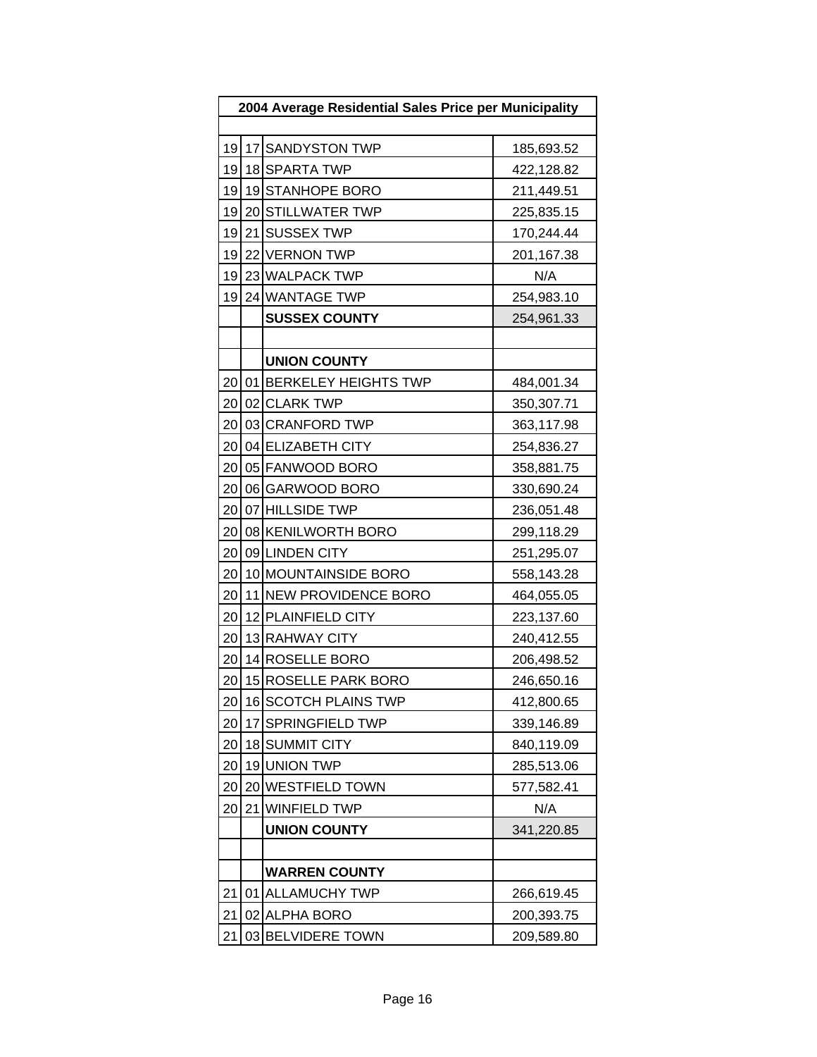| 2004 Average Residential Sales Price per Municipality | | | |
|---|---|---|---|
| | | | |
| 19 | 17 | SANDYSTON TWP | 185,693.52 |
| 19 | 18 | SPARTA TWP | 422,128.82 |
| 19 | 19 | STANHOPE BORO | 211,449.51 |
| 19 | 20 | STILLWATER TWP | 225,835.15 |
| 19 | 21 | SUSSEX TWP | 170,244.44 |
| 19 | 22 | VERNON TWP | 201,167.38 |
| 19 | 23 | WALPACK TWP | N/A |
| 19 | 24 | WANTAGE TWP | 254,983.10 |
| | | **SUSSEX COUNTY** | 254,961.33 |
| | | | |
| | | **UNION COUNTY** | |
| 20 | 01 | BERKELEY HEIGHTS TWP | 484,001.34 |
| 20 | 02 | CLARK TWP | 350,307.71 |
| 20 | 03 | CRANFORD TWP | 363,117.98 |
| 20 | 04 | ELIZABETH CITY | 254,836.27 |
| 20 | 05 | FANWOOD BORO | 358,881.75 |
| 20 | 06 | GARWOOD BORO | 330,690.24 |
| 20 | 07 | HILLSIDE TWP | 236,051.48 |
| 20 | 08 | KENILWORTH BORO | 299,118.29 |
| 20 | 09 | LINDEN CITY | 251,295.07 |
| 20 | 10 | MOUNTAINSIDE BORO | 558,143.28 |
| 20 | 11 | NEW PROVIDENCE BORO | 464,055.05 |
| 20 | 12 | PLAINFIELD CITY | 223,137.60 |
| 20 | 13 | RAHWAY CITY | 240,412.55 |
| 20 | 14 | ROSELLE BORO | 206,498.52 |
| 20 | 15 | ROSELLE PARK BORO | 246,650.16 |
| 20 | 16 | SCOTCH PLAINS TWP | 412,800.65 |
| 20 | 17 | SPRINGFIELD TWP | 339,146.89 |
| 20 | 18 | SUMMIT CITY | 840,119.09 |
| 20 | 19 | UNION TWP | 285,513.06 |
| 20 | 20 | WESTFIELD TOWN | 577,582.41 |
| 20 | 21 | WINFIELD TWP | N/A |
| | | **UNION COUNTY** | 341,220.85 |
| | | | |
| | | **WARREN COUNTY** | |
| 21 | 01 | ALLAMUCHY TWP | 266,619.45 |
| 21 | 02 | ALPHA BORO | 200,393.75 |
| 21 | 03 | BELVIDERE TOWN | 209,589.80 |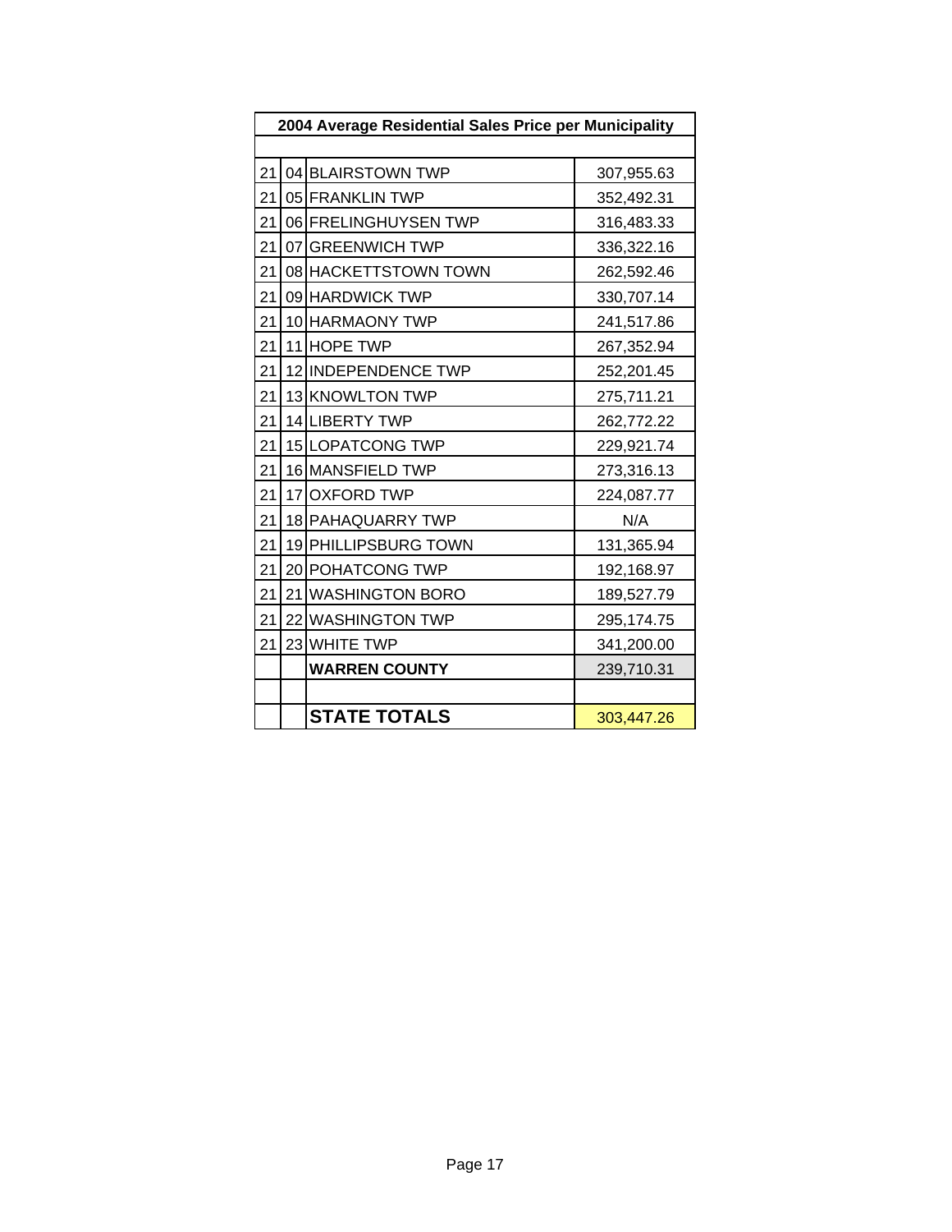| 2004 Average Residential Sales Price per Municipality | | | |
|---|---|---|---|
| | | | |
| 21 | 04 | BLAIRSTOWN TWP | 307,955.63 |
| 21 | 05 | FRANKLIN TWP | 352,492.31 |
| 21 | 06 | FRELINGHUYSEN TWP | 316,483.33 |
| 21 | 07 | GREENWICH TWP | 336,322.16 |
| 21 | 08 | HACKETTSTOWN TOWN | 262,592.46 |
| 21 | 09 | HARDWICK TWP | 330,707.14 |
| 21 | 10 | HARMAONY TWP | 241,517.86 |
| 21 | 11 | HOPE TWP | 267,352.94 |
| 21 | 12 | INDEPENDENCE TWP | 252,201.45 |
| 21 | 13 | KNOWLTON TWP | 275,711.21 |
| 21 | 14 | LIBERTY TWP | 262,772.22 |
| 21 | 15 | LOPATCONG TWP | 229,921.74 |
| 21 | 16 | MANSFIELD TWP | 273,316.13 |
| 21 | 17 | OXFORD TWP | 224,087.77 |
| 21 | 18 | PAHAQUARRY TWP | N/A |
| 21 | 19 | PHILLIPSBURG TOWN | 131,365.94 |
| 21 | 20 | POHATCONG TWP | 192,168.97 |
| 21 | 21 | WASHINGTON BORO | 189,527.79 |
| 21 | 22 | WASHINGTON TWP | 295,174.75 |
| 21 | 23 | WHITE TWP | 341,200.00 |
| | | **WARREN COUNTY** | 239,710.31 |
| | | | |
| | | **STATE TOTALS** | 303,447.26 |